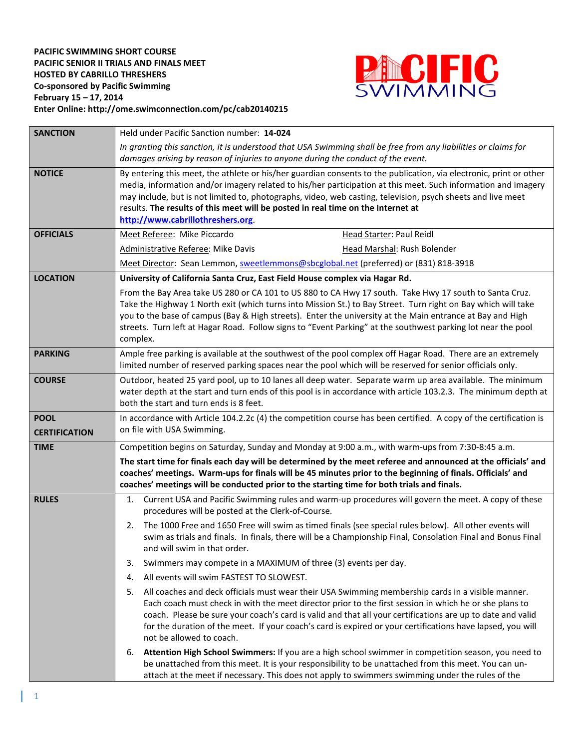**PACIFIC SWIMMING SHORT COURSE**
**PACIFIC SENIOR II TRIALS AND FINALS MEET**
**HOSTED BY CABRILLO THRESHERS**
**Co-sponsored by Pacific Swimming**
**February 15 – 17, 2014**
**Enter Online: http://ome.swimconnection.com/pc/cab20140215**

| | |
|---|---|
| **SANCTION** | Held under Pacific Sanction number: **14-024**<br>*In granting this sanction, it is understood that USA Swimming shall be free from any liabilities or claims for damages arising by reason of injuries to anyone during the conduct of the event.* |
| **NOTICE** | By entering this meet, the athlete or his/her guardian consents to the publication, via electronic, print or other media, information and/or imagery related to his/her participation at this meet. Such information and imagery may include, but is not limited to, photographs, video, web casting, television, psych sheets and live meet results. **The results of this meet will be posted in real time on the Internet at [http://www.cabrillothreshers.org](http://www.cabrillothreshers.org)**. |
| **OFFICIALS** | Meet Referee: Mike Piccardo &nbsp;&nbsp;&nbsp; Head Starter: Paul Reidl<br>Administrative Referee: Mike Davis &nbsp;&nbsp;&nbsp; Head Marshal: Rush Bolender<br>Meet Director: Sean Lemmon, sweetlemmons@sbcglobal.net (preferred) or (831) 818-3918 |
| **LOCATION** | **University of California Santa Cruz, East Field House complex via Hagar Rd.**<br>From the Bay Area take US 280 or CA 101 to US 880 to CA Hwy 17 south. Take Hwy 17 south to Santa Cruz. Take the Highway 1 North exit (which turns into Mission St.) to Bay Street. Turn right on Bay which will take you to the base of campus (Bay & High streets). Enter the university at the Main entrance at Bay and High streets. Turn left at Hagar Road. Follow signs to "Event Parking" at the southwest parking lot near the pool complex. |
| **PARKING** | Ample free parking is available at the southwest of the pool complex off Hagar Road. There are an extremely limited number of reserved parking spaces near the pool which will be reserved for senior officials only. |
| **COURSE** | Outdoor, heated 25 yard pool, up to 10 lanes all deep water. Separate warm up area available. The minimum water depth at the start and turn ends of this pool is in accordance with article 103.2.3. The minimum depth at both the start and turn ends is 8 feet. |
| **POOL CERTIFICATION** | In accordance with Article 104.2.2c (4) the competition course has been certified. A copy of the certification is on file with USA Swimming. |
| **TIME** | Competition begins on Saturday, Sunday and Monday at 9:00 a.m., with warm-ups from 7:30-8:45 a.m.<br>**The start time for finals each day will be determined by the meet referee and announced at the officials' and coaches' meetings. Warm-ups for finals will be 45 minutes prior to the beginning of finals. Officials' and coaches' meetings will be conducted prior to the starting time for both trials and finals.** |
| **RULES** | 1. Current USA and Pacific Swimming rules and warm-up procedures will govern the meet. A copy of these procedures will be posted at the Clerk-of-Course.<br>2. The 1000 Free and 1650 Free will swim as timed finals (see special rules below). All other events will swim as trials and finals. In finals, there will be a Championship Final, Consolation Final and Bonus Final and will swim in that order.<br>3. Swimmers may compete in a MAXIMUM of three (3) events per day.<br>4. All events will swim FASTEST TO SLOWEST.<br>5. All coaches and deck officials must wear their USA Swimming membership cards in a visible manner. Each coach must check in with the meet director prior to the first session in which he or she plans to coach. Please be sure your coach's card is valid and that all your certifications are up to date and valid for the duration of the meet. If your coach's card is expired or your certifications have lapsed, you will not be allowed to coach.<br>6. **Attention High School Swimmers:** If you are a high school swimmer in competition season, you need to be unattached from this meet. It is your responsibility to be unattached from this meet. You can un-attach at the meet if necessary. This does not apply to swimmers swimming under the rules of the |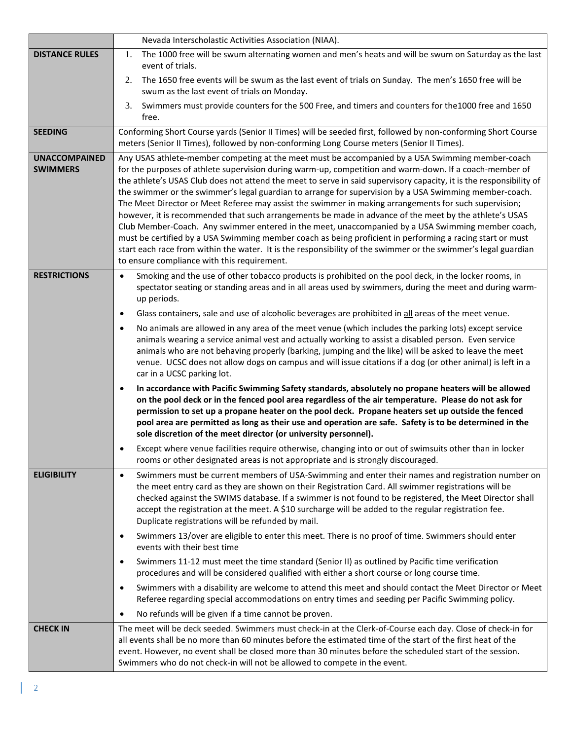| | |
|---|---|
| | Nevada Interscholastic Activities Association (NIAA). |
| **DISTANCE RULES** | 1. The 1000 free will be swum alternating women and men's heats and will be swum on Saturday as the last event of trials.<br>2. The 1650 free events will be swum as the last event of trials on Sunday. The men's 1650 free will be swum as the last event of trials on Monday.<br>3. Swimmers must provide counters for the 500 Free, and timers and counters for the1000 free and 1650 free. |
| **SEEDING** | Conforming Short Course yards (Senior II Times) will be seeded first, followed by non-conforming Short Course meters (Senior II Times), followed by non-conforming Long Course meters (Senior II Times). |
| **UNACCOMPANIED SWIMMERS** | Any USAS athlete-member competing at the meet must be accompanied by a USA Swimming member-coach for the purposes of athlete supervision during warm-up, competition and warm-down. If a coach-member of the athlete's USAS Club does not attend the meet to serve in said supervisory capacity, it is the responsibility of the swimmer or the swimmer's legal guardian to arrange for supervision by a USA Swimming member-coach. The Meet Director or Meet Referee may assist the swimmer in making arrangements for such supervision; however, it is recommended that such arrangements be made in advance of the meet by the athlete's USAS Club Member-Coach. Any swimmer entered in the meet, unaccompanied by a USA Swimming member coach, must be certified by a USA Swimming member coach as being proficient in performing a racing start or must start each race from within the water. It is the responsibility of the swimmer or the swimmer's legal guardian to ensure compliance with this requirement. |
| **RESTRICTIONS** | • Smoking and the use of other tobacco products is prohibited on the pool deck, in the locker rooms, in spectator seating or standing areas and in all areas used by swimmers, during the meet and during warm-up periods.<br>• Glass containers, sale and use of alcoholic beverages are prohibited in <u>all</u> areas of the meet venue.<br>• No animals are allowed in any area of the meet venue (which includes the parking lots) except service animals wearing a service animal vest and actually working to assist a disabled person. Even service animals who are not behaving properly (barking, jumping and the like) will be asked to leave the meet venue. UCSC does not allow dogs on campus and will issue citations if a dog (or other animal) is left in a car in a UCSC parking lot.<br>• **In accordance with Pacific Swimming Safety standards, absolutely no propane heaters will be allowed on the pool deck or in the fenced pool area regardless of the air temperature. Please do not ask for permission to set up a propane heater on the pool deck. Propane heaters set up outside the fenced pool area are permitted as long as their use and operation are safe. Safety is to be determined in the sole discretion of the meet director (or university personnel).**<br>• Except where venue facilities require otherwise, changing into or out of swimsuits other than in locker rooms or other designated areas is not appropriate and is strongly discouraged. |
| **ELIGIBILITY** | • Swimmers must be current members of USA-Swimming and enter their names and registration number on the meet entry card as they are shown on their Registration Card. All swimmer registrations will be checked against the SWIMS database. If a swimmer is not found to be registered, the Meet Director shall accept the registration at the meet. A $10 surcharge will be added to the regular registration fee. Duplicate registrations will be refunded by mail.<br>• Swimmers 13/over are eligible to enter this meet. There is no proof of time. Swimmers should enter events with their best time<br>• Swimmers 11-12 must meet the time standard (Senior II) as outlined by Pacific time verification procedures and will be considered qualified with either a short course or long course time.<br>• Swimmers with a disability are welcome to attend this meet and should contact the Meet Director or Meet Referee regarding special accommodations on entry times and seeding per Pacific Swimming policy.<br>• No refunds will be given if a time cannot be proven. |
| **CHECK IN** | The meet will be deck seeded. Swimmers must check-in at the Clerk-of-Course each day. Close of check-in for all events shall be no more than 60 minutes before the estimated time of the start of the first heat of the event. However, no event shall be closed more than 30 minutes before the scheduled start of the session. Swimmers who do not check-in will not be allowed to compete in the event. |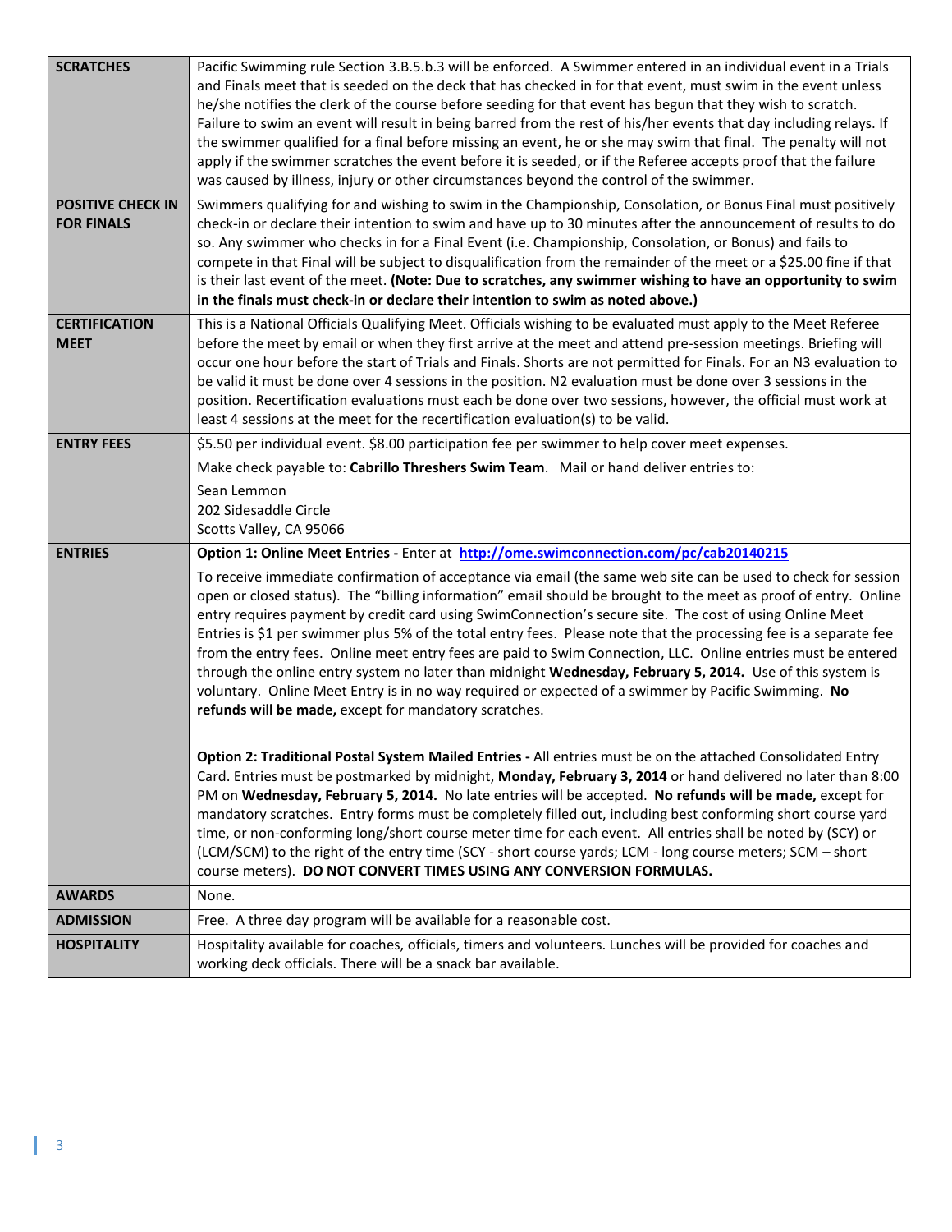| | |
|---|---|
| **SCRATCHES** | Pacific Swimming rule Section 3.B.5.b.3 will be enforced. A Swimmer entered in an individual event in a Trials and Finals meet that is seeded on the deck that has checked in for that event, must swim in the event unless he/she notifies the clerk of the course before seeding for that event has begun that they wish to scratch. Failure to swim an event will result in being barred from the rest of his/her events that day including relays. If the swimmer qualified for a final before missing an event, he or she may swim that final. The penalty will not apply if the swimmer scratches the event before it is seeded, or if the Referee accepts proof that the failure was caused by illness, injury or other circumstances beyond the control of the swimmer. |
| **POSITIVE CHECK IN FOR FINALS** | Swimmers qualifying for and wishing to swim in the Championship, Consolation, or Bonus Final must positively check-in or declare their intention to swim and have up to 30 minutes after the announcement of results to do so. Any swimmer who checks in for a Final Event (i.e. Championship, Consolation, or Bonus) and fails to compete in that Final will be subject to disqualification from the remainder of the meet or a $25.00 fine if that is their last event of the meet. **(Note: Due to scratches, any swimmer wishing to have an opportunity to swim in the finals must check-in or declare their intention to swim as noted above.)** |
| **CERTIFICATION MEET** | This is a National Officials Qualifying Meet. Officials wishing to be evaluated must apply to the Meet Referee before the meet by email or when they first arrive at the meet and attend pre-session meetings. Briefing will occur one hour before the start of Trials and Finals. Shorts are not permitted for Finals. For an N3 evaluation to be valid it must be done over 4 sessions in the position. N2 evaluation must be done over 3 sessions in the position. Recertification evaluations must each be done over two sessions, however, the official must work at least 4 sessions at the meet for the recertification evaluation(s) to be valid. |
| **ENTRY FEES** | $5.50 per individual event. $8.00 participation fee per swimmer to help cover meet expenses.<br><br>Make check payable to: **Cabrillo Threshers Swim Team**. Mail or hand deliver entries to:<br><br>Sean Lemmon<br>202 Sidesaddle Circle<br>Scotts Valley, CA 95066 |
| **ENTRIES** | **Option 1: Online Meet Entries -** Enter at http://ome.swimconnection.com/pc/cab20140215<br><br>To receive immediate confirmation of acceptance via email (the same web site can be used to check for session open or closed status). The "billing information" email should be brought to the meet as proof of entry. Online entry requires payment by credit card using SwimConnection's secure site. The cost of using Online Meet Entries is $1 per swimmer plus 5% of the total entry fees. Please note that the processing fee is a separate fee from the entry fees. Online meet entry fees are paid to Swim Connection, LLC. Online entries must be entered through the online entry system no later than midnight **Wednesday, February 5, 2014.** Use of this system is voluntary. Online Meet Entry is in no way required or expected of a swimmer by Pacific Swimming. **No refunds will be made,** except for mandatory scratches.<br><br>**Option 2: Traditional Postal System Mailed Entries -** All entries must be on the attached Consolidated Entry Card. Entries must be postmarked by midnight, **Monday, February 3, 2014** or hand delivered no later than 8:00 PM on **Wednesday, February 5, 2014.** No late entries will be accepted. **No refunds will be made,** except for mandatory scratches. Entry forms must be completely filled out, including best conforming short course yard time, or non-conforming long/short course meter time for each event. All entries shall be noted by (SCY) or (LCM/SCM) to the right of the entry time (SCY - short course yards; LCM - long course meters; SCM – short course meters). **DO NOT CONVERT TIMES USING ANY CONVERSION FORMULAS.** |
| **AWARDS** | None. |
| **ADMISSION** | Free. A three day program will be available for a reasonable cost. |
| **HOSPITALITY** | Hospitality available for coaches, officials, timers and volunteers. Lunches will be provided for coaches and working deck officials. There will be a snack bar available. |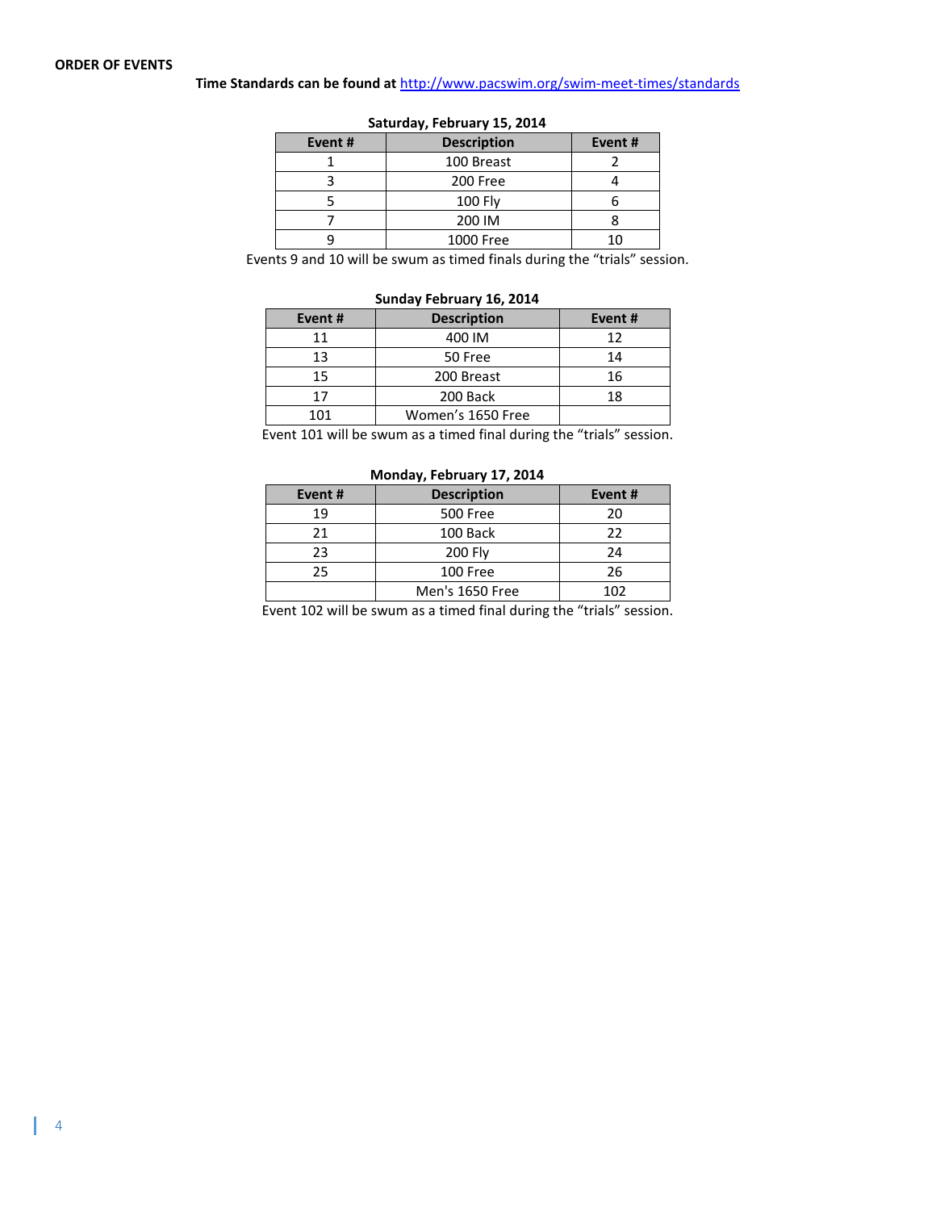**ORDER OF EVENTS**

**Time Standards can be found at** http://www.pacswim.org/swim-meet-times/standards

**Saturday, February 15, 2014**

| Event # | Description | Event # |
|---|---|---|
| 1 | 100 Breast | 2 |
| 3 | 200 Free | 4 |
| 5 | 100 Fly | 6 |
| 7 | 200 IM | 8 |
| 9 | 1000 Free | 10 |

Events 9 and 10 will be swum as timed finals during the "trials" session.

**Sunday February 16, 2014**

| Event # | Description | Event # |
|---|---|---|
| 11 | 400 IM | 12 |
| 13 | 50 Free | 14 |
| 15 | 200 Breast | 16 |
| 17 | 200 Back | 18 |
| 101 | Women's 1650 Free | |

Event 101 will be swum as a timed final during the "trials" session.

**Monday, February 17, 2014**

| Event # | Description | Event # |
|---|---|---|
| 19 | 500 Free | 20 |
| 21 | 100 Back | 22 |
| 23 | 200 Fly | 24 |
| 25 | 100 Free | 26 |
| | Men's 1650 Free | 102 |

Event 102 will be swum as a timed final during the "trials" session.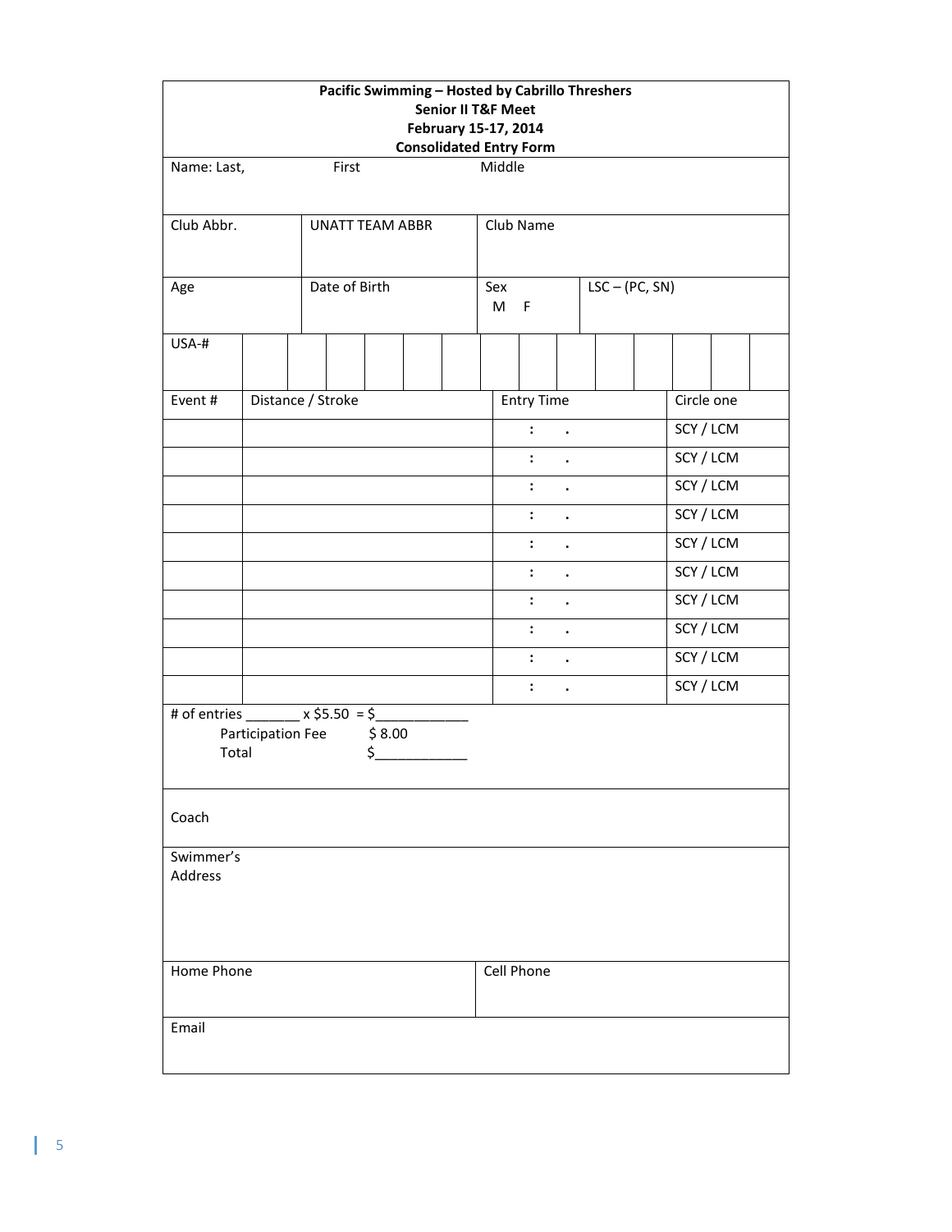**Pacific Swimming – Hosted by Cabrillo Threshers**
**Senior II T&F Meet**
**February 15-17, 2014**
**Consolidated Entry Form**

| | | | |
|---|---|---|---|
| Name: Last, First Middle | | | |
| Club Abbr. | UNATT TEAM ABBR | Club Name | |
| Age | Date of Birth | Sex M F | LSC – (PC, SN) |
| USA-# | | | |

| Event # | Distance / Stroke | Entry Time | Circle one |
|---|---|---|---|
| | | : . | SCY / LCM |
| | | : . | SCY / LCM |
| | | : . | SCY / LCM |
| | | : . | SCY / LCM |
| | | : . | SCY / LCM |
| | | : . | SCY / LCM |
| | | : . | SCY / LCM |
| | | : . | SCY / LCM |
| | | : . | SCY / LCM |
| | | : . | SCY / LCM |

# of entries _______ x $5.50 = $____________
Participation Fee $ 8.00
Total $____________

| | |
|---|---|
| Coach | |
| Swimmer's Address | |
| Home Phone | Cell Phone |
| Email | |